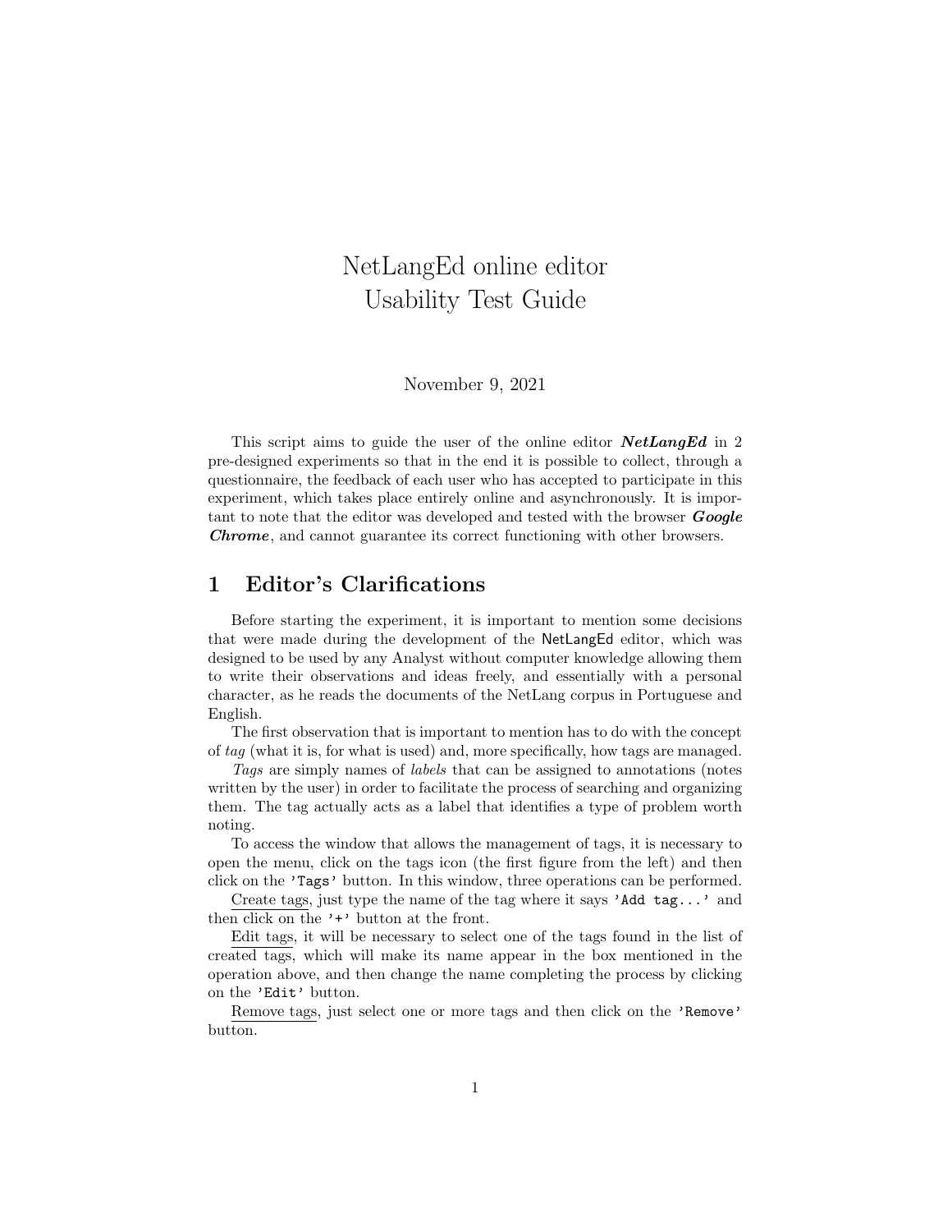# NetLangEd online editor
# Usability Test Guide

November 9, 2021

This script aims to guide the user of the online editor ***NetLangEd*** in 2 pre-designed experiments so that in the end it is possible to collect, through a questionnaire, the feedback of each user who has accepted to participate in this experiment, which takes place entirely online and asynchronously. It is important to note that the editor was developed and tested with the browser ***Google Chrome***, and cannot guarantee its correct functioning with other browsers.

## 1 Editor's Clarifications

Before starting the experiment, it is important to mention some decisions that were made during the development of the NetLangEd editor, which was designed to be used by any Analyst without computer knowledge allowing them to write their observations and ideas freely, and essentially with a personal character, as he reads the documents of the NetLang corpus in Portuguese and English.

The first observation that is important to mention has to do with the concept of *tag* (what it is, for what is used) and, more specifically, how tags are managed.

*Tags* are simply names of *labels* that can be assigned to annotations (notes written by the user) in order to facilitate the process of searching and organizing them. The tag actually acts as a label that identifies a type of problem worth noting.

To access the window that allows the management of tags, it is necessary to open the menu, click on the tags icon (the first figure from the left) and then click on the `'Tags'` button. In this window, three operations can be performed.

<u>Create tags</u>, just type the name of the tag where it says `'Add tag...'` and then click on the `'+'` button at the front.

<u>Edit tags</u>, it will be necessary to select one of the tags found in the list of created tags, which will make its name appear in the box mentioned in the operation above, and then change the name completing the process by clicking on the `'Edit'` button.

<u>Remove tags</u>, just select one or more tags and then click on the `'Remove'` button.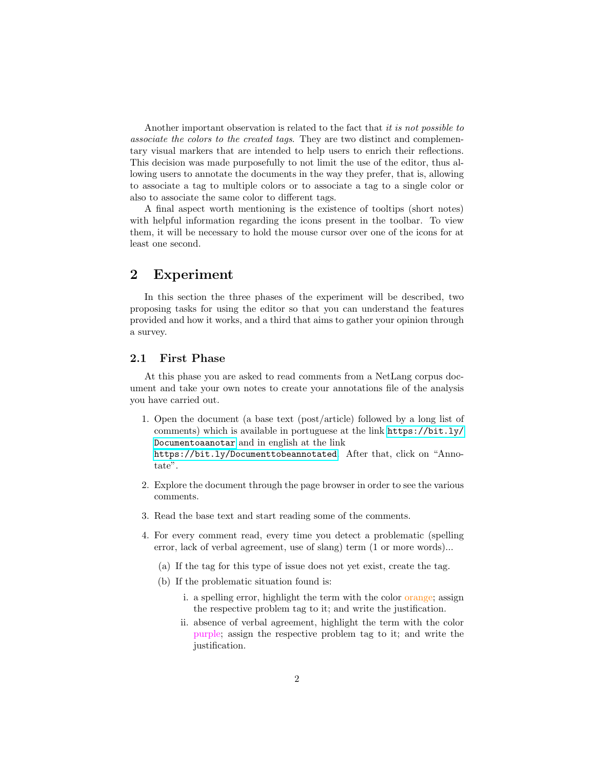Another important observation is related to the fact that *it is not possible to associate the colors to the created tags*. They are two distinct and complementary visual markers that are intended to help users to enrich their reflections. This decision was made purposefully to not limit the use of the editor, thus allowing users to annotate the documents in the way they prefer, that is, allowing to associate a tag to multiple colors or to associate a tag to a single color or also to associate the same color to different tags.

A final aspect worth mentioning is the existence of tooltips (short notes) with helpful information regarding the icons present in the toolbar. To view them, it will be necessary to hold the mouse cursor over one of the icons for at least one second.

## 2 Experiment

In this section the three phases of the experiment will be described, two proposing tasks for using the editor so that you can understand the features provided and how it works, and a third that aims to gather your opinion through a survey.

### 2.1 First Phase

At this phase you are asked to read comments from a NetLang corpus document and take your own notes to create your annotations file of the analysis you have carried out.

1. Open the document (a base text (post/article) followed by a long list of comments) which is available in portuguese at the link `https://bit.ly/Documentoaanotar` and in english at the link `https://bit.ly/Documenttobeannotated`. After that, click on "Annotate".
2. Explore the document through the page browser in order to see the various comments.
3. Read the base text and start reading some of the comments.
4. For every comment read, every time you detect a problematic (spelling error, lack of verbal agreement, use of slang) term (1 or more words)...
   (a) If the tag for this type of issue does not yet exist, create the tag.
   (b) If the problematic situation found is:
      i. a spelling error, highlight the term with the color orange; assign the respective problem tag to it; and write the justification.
      ii. absence of verbal agreement, highlight the term with the color purple; assign the respective problem tag to it; and write the justification.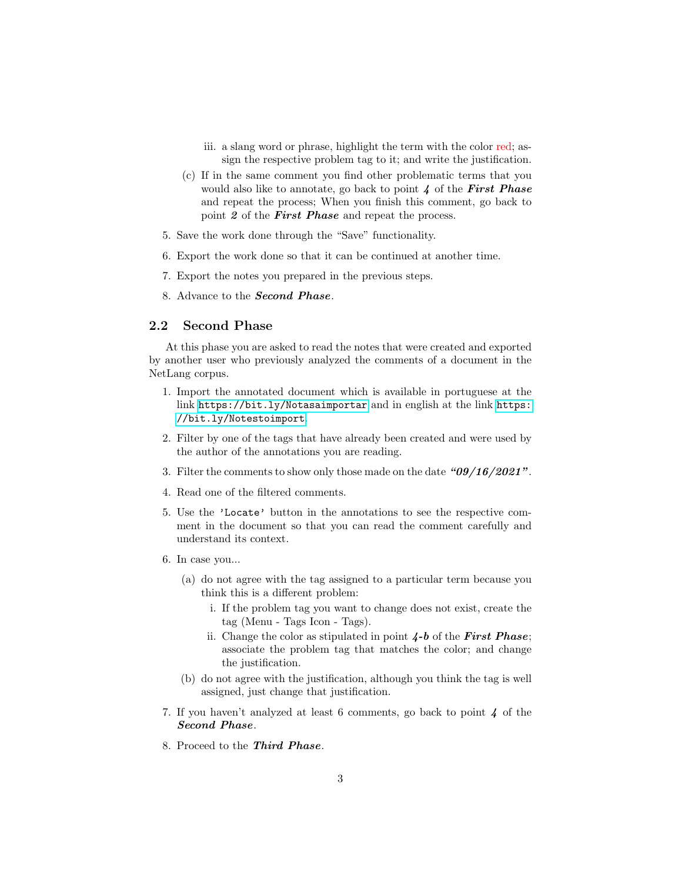iii. a slang word or phrase, highlight the term with the color red; assign the respective problem tag to it; and write the justification.

   (c) If in the same comment you find other problematic terms that you would also like to annotate, go back to point ***4*** of the ***First Phase*** and repeat the process; When you finish this comment, go back to point ***2*** of the ***First Phase*** and repeat the process.

5. Save the work done through the "Save" functionality.

6. Export the work done so that it can be continued at another time.

7. Export the notes you prepared in the previous steps.

8. Advance to the ***Second Phase***.

### 2.2 Second Phase

At this phase you are asked to read the notes that were created and exported by another user who previously analyzed the comments of a document in the NetLang corpus.

1. Import the annotated document which is available in portuguese at the link `https://bit.ly/Notasaimportar` and in english at the link `https://bit.ly/Notestoimport`.

2. Filter by one of the tags that have already been created and were used by the author of the annotations you are reading.

3. Filter the comments to show only those made on the date ***"09/16/2021"***.

4. Read one of the filtered comments.

5. Use the `'Locate'` button in the annotations to see the respective comment in the document so that you can read the comment carefully and understand its context.

6. In case you...

   (a) do not agree with the tag assigned to a particular term because you think this is a different problem:

      i. If the problem tag you want to change does not exist, create the tag (Menu - Tags Icon - Tags).

      ii. Change the color as stipulated in point ***4-b*** of the ***First Phase***; associate the problem tag that matches the color; and change the justification.

   (b) do not agree with the justification, although you think the tag is well assigned, just change that justification.

7. If you haven't analyzed at least 6 comments, go back to point ***4*** of the ***Second Phase***.

8. Proceed to the ***Third Phase***.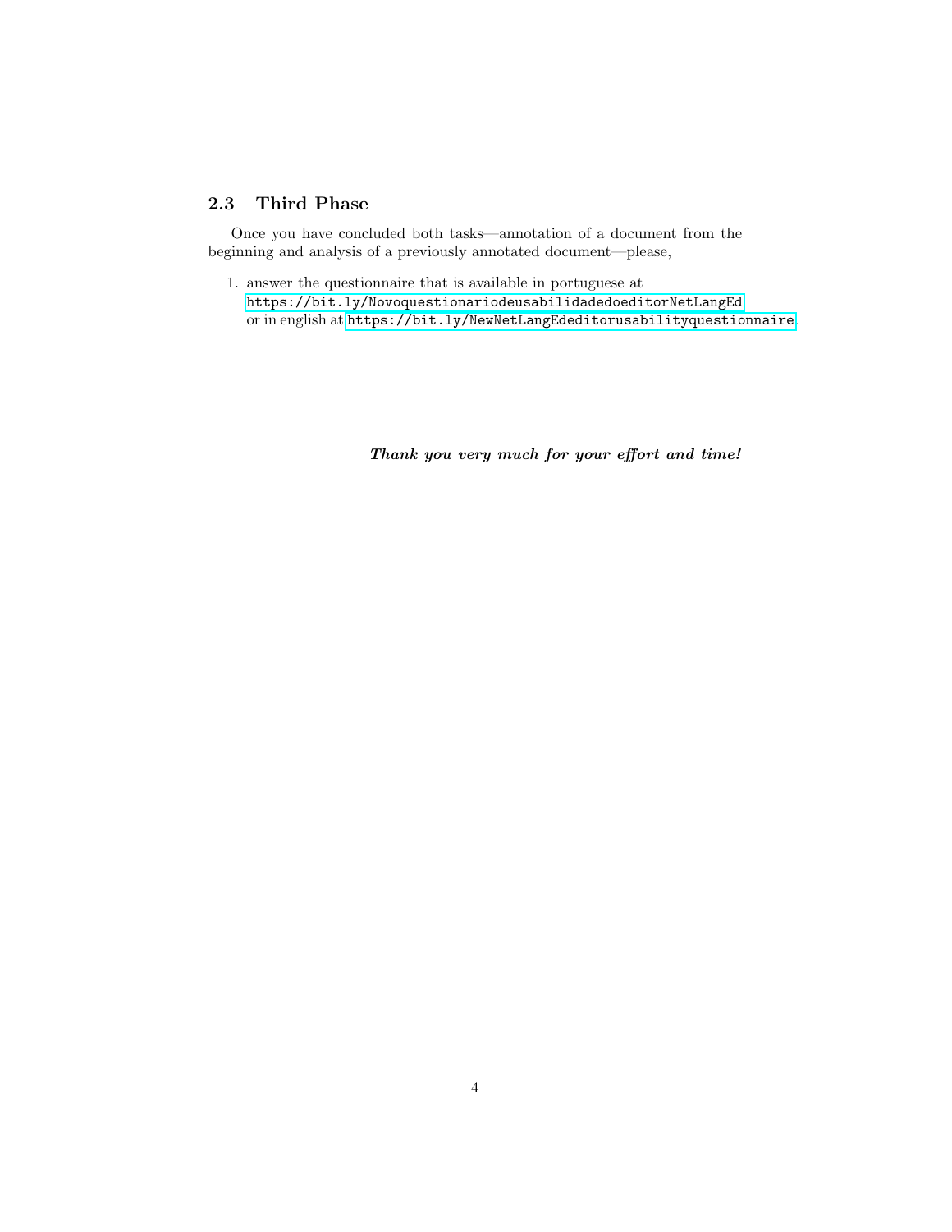### 2.3 Third Phase

Once you have concluded both tasks—annotation of a document from the beginning and analysis of a previously annotated document—please,

1. answer the questionnaire that is available in portuguese at `https://bit.ly/NovoquestionariodeusabilidadedoeditorNetLangEd` or in english at `https://bit.ly/NewNetLangEdeditorusabilityquestionnaire`

***Thank you very much for your effort and time!***